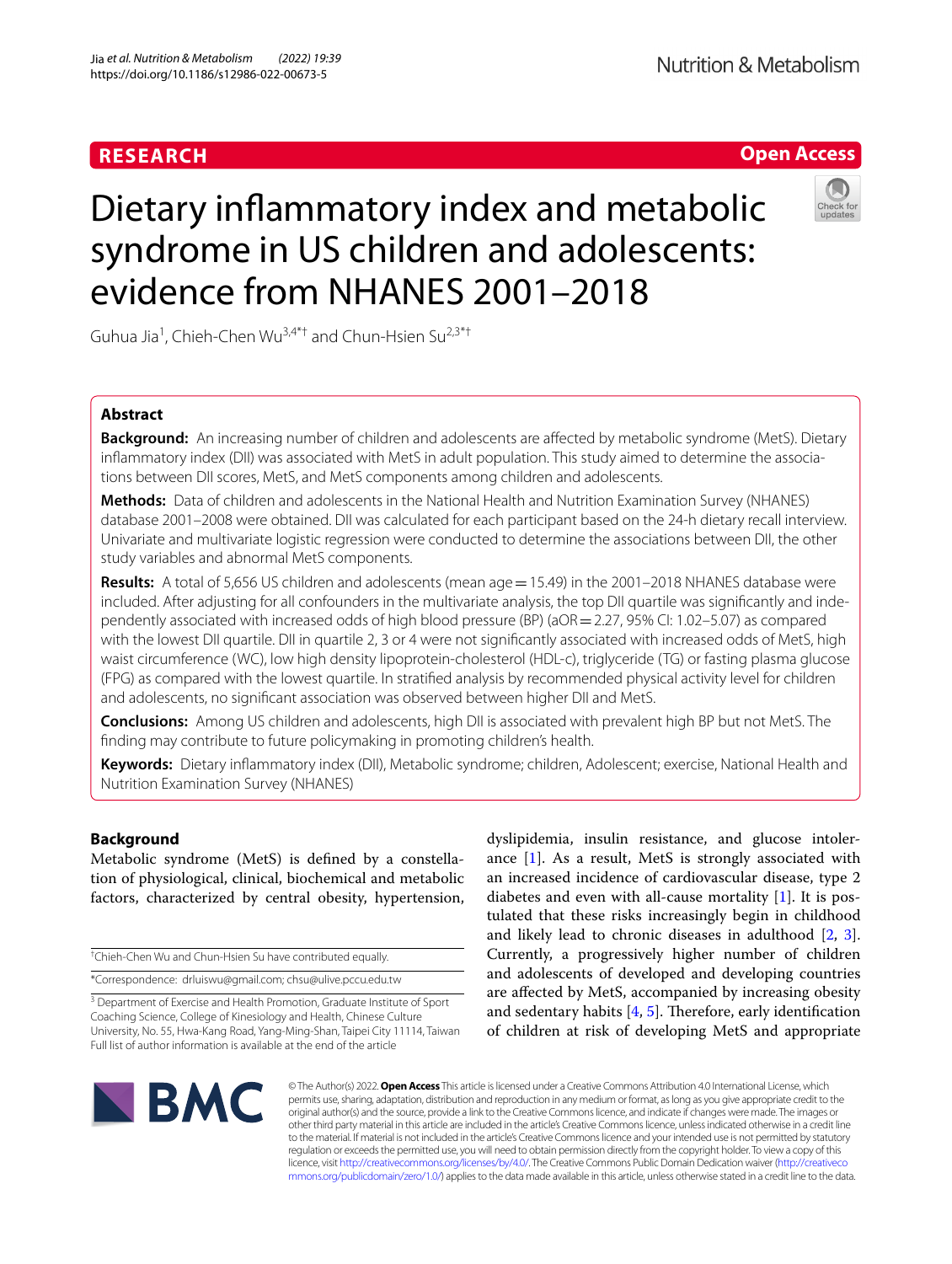RESEARCH

Open Access

# Dietary inflammatory index and metabolic syndrome in US children and adolescents: evidence from NHANES 2001–2018

Guhua Jia[1], Chieh-Chen Wu[3,4*†] and Chun-Hsien Su[2,3*†]

## Abstract

**Background:** An increasing number of children and adolescents are affected by metabolic syndrome (MetS). Dietary inflammatory index (DII) was associated with MetS in adult population. This study aimed to determine the associations between DII scores, MetS, and MetS components among children and adolescents.

**Methods:** Data of children and adolescents in the National Health and Nutrition Examination Survey (NHANES) database 2001–2008 were obtained. DII was calculated for each participant based on the 24-h dietary recall interview. Univariate and multivariate logistic regression were conducted to determine the associations between DII, the other study variables and abnormal MetS components.

**Results:** A total of 5,656 US children and adolescents (mean age = 15.49) in the 2001–2018 NHANES database were included. After adjusting for all confounders in the multivariate analysis, the top DII quartile was significantly and independently associated with increased odds of high blood pressure (BP) (aOR = 2.27, 95% CI: 1.02–5.07) as compared with the lowest DII quartile. DII in quartile 2, 3 or 4 were not significantly associated with increased odds of MetS, high waist circumference (WC), low high density lipoprotein-cholesterol (HDL-c), triglyceride (TG) or fasting plasma glucose (FPG) as compared with the lowest quartile. In stratified analysis by recommended physical activity level for children and adolescents, no significant association was observed between higher DII and MetS.

**Conclusions:** Among US children and adolescents, high DII is associated with prevalent high BP but not MetS. The finding may contribute to future policymaking in promoting children's health.

**Keywords:** Dietary inflammatory index (DII), Metabolic syndrome; children, Adolescent; exercise, National Health and Nutrition Examination Survey (NHANES)

## Background

Metabolic syndrome (MetS) is defined by a constellation of physiological, clinical, biochemical and metabolic factors, characterized by central obesity, hypertension, dyslipidemia, insulin resistance, and glucose intolerance [1]. As a result, MetS is strongly associated with an increased incidence of cardiovascular disease, type 2 diabetes and even with all-cause mortality [1]. It is postulated that these risks increasingly begin in childhood and likely lead to chronic diseases in adulthood [2, 3]. Currently, a progressively higher number of children and adolescents of developed and developing countries are affected by MetS, accompanied by increasing obesity and sedentary habits [4, 5]. Therefore, early identification of children at risk of developing MetS and appropriate

†Chieh-Chen Wu and Chun-Hsien Su have contributed equally.

*Correspondence: drluiswu@gmail.com; chsu@ulive.pccu.edu.tw

[3] Department of Exercise and Health Promotion, Graduate Institute of Sport Coaching Science, College of Kinesiology and Health, Chinese Culture University, No. 55, Hwa-Kang Road, Yang-Ming-Shan, Taipei City 11114, Taiwan

Full list of author information is available at the end of the article

© The Author(s) 2022. **Open Access** This article is licensed under a Creative Commons Attribution 4.0 International License, which permits use, sharing, adaptation, distribution and reproduction in any medium or format, as long as you give appropriate credit to the original author(s) and the source, provide a link to the Creative Commons licence, and indicate if changes were made. The images or other third party material in this article are included in the article's Creative Commons licence, unless indicated otherwise in a credit line to the material. If material is not included in the article's Creative Commons licence and your intended use is not permitted by statutory regulation or exceeds the permitted use, you will need to obtain permission directly from the copyright holder. To view a copy of this licence, visit http://creativecommons.org/licenses/by/4.0/. The Creative Commons Public Domain Dedication waiver (http://creativecommons.org/publicdomain/zero/1.0/) applies to the data made available in this article, unless otherwise stated in a credit line to the data.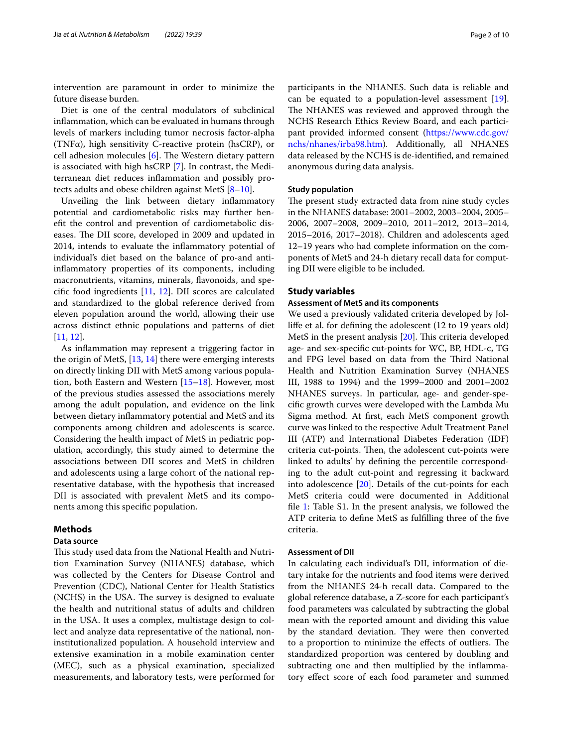intervention are paramount in order to minimize the future disease burden.

Diet is one of the central modulators of subclinical inflammation, which can be evaluated in humans through levels of markers including tumor necrosis factor-alpha (TNFα), high sensitivity C-reactive protein (hsCRP), or cell adhesion molecules [6]. The Western dietary pattern is associated with high hsCRP [7]. In contrast, the Mediterranean diet reduces inflammation and possibly protects adults and obese children against MetS [8–10].

Unveiling the link between dietary inflammatory potential and cardiometabolic risks may further benefit the control and prevention of cardiometabolic diseases. The DII score, developed in 2009 and updated in 2014, intends to evaluate the inflammatory potential of individual's diet based on the balance of pro-and anti-inflammatory properties of its components, including macronutrients, vitamins, minerals, flavonoids, and specific food ingredients [11, 12]. DII scores are calculated and standardized to the global reference derived from eleven population around the world, allowing their use across distinct ethnic populations and patterns of diet [11, 12].

As inflammation may represent a triggering factor in the origin of MetS, [13, 14] there were emerging interests on directly linking DII with MetS among various population, both Eastern and Western [15–18]. However, most of the previous studies assessed the associations merely among the adult population, and evidence on the link between dietary inflammatory potential and MetS and its components among children and adolescents is scarce. Considering the health impact of MetS in pediatric population, accordingly, this study aimed to determine the associations between DII scores and MetS in children and adolescents using a large cohort of the national representative database, with the hypothesis that increased DII is associated with prevalent MetS and its components among this specific population.

## Methods

### Data source

This study used data from the National Health and Nutrition Examination Survey (NHANES) database, which was collected by the Centers for Disease Control and Prevention (CDC), National Center for Health Statistics (NCHS) in the USA. The survey is designed to evaluate the health and nutritional status of adults and children in the USA. It uses a complex, multistage design to collect and analyze data representative of the national, non-institutionalized population. A household interview and extensive examination in a mobile examination center (MEC), such as a physical examination, specialized measurements, and laboratory tests, were performed for participants in the NHANES. Such data is reliable and can be equated to a population-level assessment [19]. The NHANES was reviewed and approved through the NCHS Research Ethics Review Board, and each participant provided informed consent (https://www.cdc.gov/nchs/nhanes/irba98.htm). Additionally, all NHANES data released by the NCHS is de-identified, and remained anonymous during data analysis.

### Study population

The present study extracted data from nine study cycles in the NHANES database: 2001–2002, 2003–2004, 2005–2006, 2007–2008, 2009–2010, 2011–2012, 2013–2014, 2015–2016, 2017–2018). Children and adolescents aged 12–19 years who had complete information on the components of MetS and 24-h dietary recall data for computing DII were eligible to be included.

## Study variables

### Assessment of MetS and its components

We used a previously validated criteria developed by Jolliffe et al. for defining the adolescent (12 to 19 years old) MetS in the present analysis [20]. This criteria developed age- and sex-specific cut-points for WC, BP, HDL-c, TG and FPG level based on data from the Third National Health and Nutrition Examination Survey (NHANES III, 1988 to 1994) and the 1999–2000 and 2001–2002 NHANES surveys. In particular, age- and gender-specific growth curves were developed with the Lambda Mu Sigma method. At first, each MetS component growth curve was linked to the respective Adult Treatment Panel III (ATP) and International Diabetes Federation (IDF) criteria cut-points. Then, the adolescent cut-points were linked to adults' by defining the percentile corresponding to the adult cut-point and regressing it backward into adolescence [20]. Details of the cut-points for each MetS criteria could were documented in Additional file 1: Table S1. In the present analysis, we followed the ATP criteria to define MetS as fulfilling three of the five criteria.

### Assessment of DII

In calculating each individual's DII, information of dietary intake for the nutrients and food items were derived from the NHANES 24-h recall data. Compared to the global reference database, a Z-score for each participant's food parameters was calculated by subtracting the global mean with the reported amount and dividing this value by the standard deviation. They were then converted to a proportion to minimize the effects of outliers. The standardized proportion was centered by doubling and subtracting one and then multiplied by the inflammatory effect score of each food parameter and summed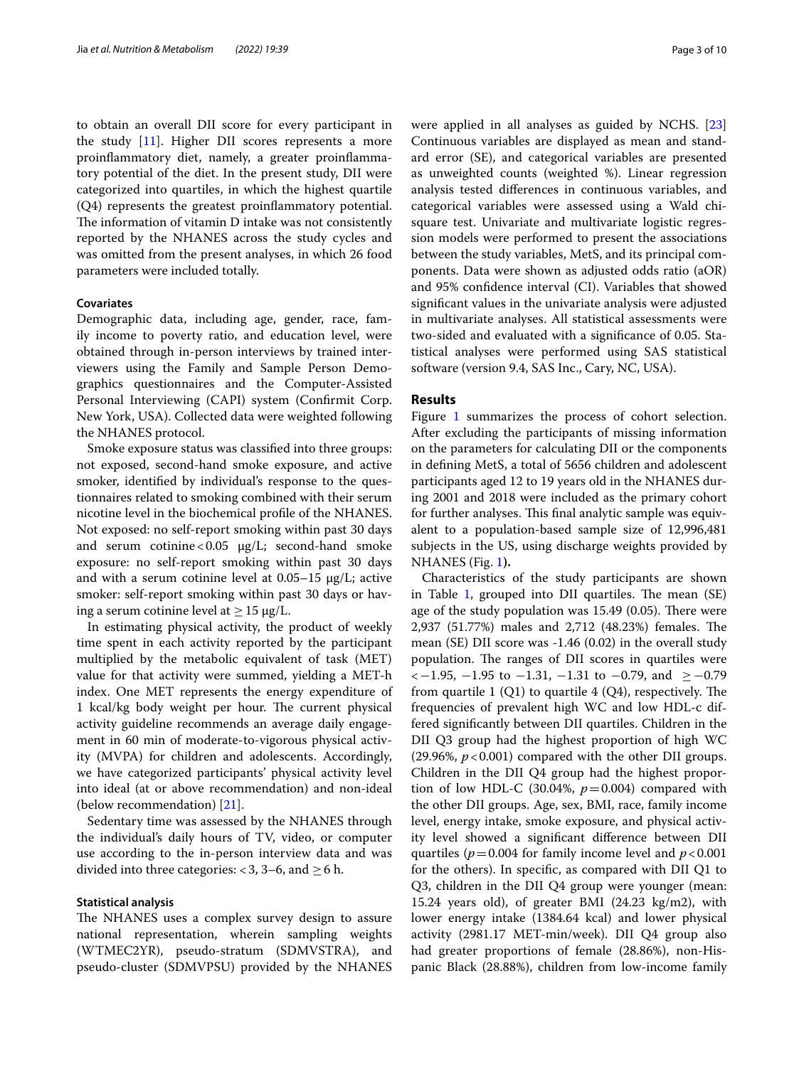to obtain an overall DII score for every participant in the study [11]. Higher DII scores represents a more proinflammatory diet, namely, a greater proinflammatory potential of the diet. In the present study, DII were categorized into quartiles, in which the highest quartile (Q4) represents the greatest proinflammatory potential. The information of vitamin D intake was not consistently reported by the NHANES across the study cycles and was omitted from the present analyses, in which 26 food parameters were included totally.

### Covariates

Demographic data, including age, gender, race, family income to poverty ratio, and education level, were obtained through in-person interviews by trained interviewers using the Family and Sample Person Demographics questionnaires and the Computer-Assisted Personal Interviewing (CAPI) system (Confirmit Corp. New York, USA). Collected data were weighted following the NHANES protocol.

Smoke exposure status was classified into three groups: not exposed, second-hand smoke exposure, and active smoker, identified by individual's response to the questionnaires related to smoking combined with their serum nicotine level in the biochemical profile of the NHANES. Not exposed: no self-report smoking within past 30 days and serum cotinine < 0.05 µg/L; second-hand smoke exposure: no self-report smoking within past 30 days and with a serum cotinine level at 0.05–15 µg/L; active smoker: self-report smoking within past 30 days or having a serum cotinine level at $\geq$ 15 µg/L.

In estimating physical activity, the product of weekly time spent in each activity reported by the participant multiplied by the metabolic equivalent of task (MET) value for that activity were summed, yielding a MET-h index. One MET represents the energy expenditure of 1 kcal/kg body weight per hour. The current physical activity guideline recommends an average daily engagement in 60 min of moderate-to-vigorous physical activity (MVPA) for children and adolescents. Accordingly, we have categorized participants' physical activity level into ideal (at or above recommendation) and non-ideal (below recommendation) [21].

Sedentary time was assessed by the NHANES through the individual's daily hours of TV, video, or computer use according to the in-person interview data and was divided into three categories: < 3, 3–6, and $\geq$ 6 h.

### Statistical analysis

The NHANES uses a complex survey design to assure national representation, wherein sampling weights (WTMEC2YR), pseudo-stratum (SDMVSTRA), and pseudo-cluster (SDMVPSU) provided by the NHANES were applied in all analyses as guided by NCHS. [23] Continuous variables are displayed as mean and standard error (SE), and categorical variables are presented as unweighted counts (weighted %). Linear regression analysis tested differences in continuous variables, and categorical variables were assessed using a Wald chi-square test. Univariate and multivariate logistic regression models were performed to present the associations between the study variables, MetS, and its principal components. Data were shown as adjusted odds ratio (aOR) and 95% confidence interval (CI). Variables that showed significant values in the univariate analysis were adjusted in multivariate analyses. All statistical assessments were two-sided and evaluated with a significance of 0.05. Statistical analyses were performed using SAS statistical software (version 9.4, SAS Inc., Cary, NC, USA).

## Results

Figure 1 summarizes the process of cohort selection. After excluding the participants of missing information on the parameters for calculating DII or the components in defining MetS, a total of 5656 children and adolescent participants aged 12 to 19 years old in the NHANES during 2001 and 2018 were included as the primary cohort for further analyses. This final analytic sample was equivalent to a population-based sample size of 12,996,481 subjects in the US, using discharge weights provided by NHANES (Fig. 1).

Characteristics of the study participants are shown in Table 1, grouped into DII quartiles. The mean (SE) age of the study population was 15.49 (0.05). There were 2,937 (51.77%) males and 2,712 (48.23%) females. The mean (SE) DII score was -1.46 (0.02) in the overall study population. The ranges of DII scores in quartiles were $< -1.95$, $-1.95$ to $-1.31$, $-1.31$ to $-0.79$, and $\geq -0.79$ from quartile 1 (Q1) to quartile 4 (Q4), respectively. The frequencies of prevalent high WC and low HDL-c differed significantly between DII quartiles. Children in the DII Q3 group had the highest proportion of high WC (29.96%, $p < 0.001$) compared with the other DII groups. Children in the DII Q4 group had the highest proportion of low HDL-C (30.04%, $p = 0.004$) compared with the other DII groups. Age, sex, BMI, race, family income level, energy intake, smoke exposure, and physical activity level showed a significant difference between DII quartiles ($p = 0.004$ for family income level and $p < 0.001$ for the others). In specific, as compared with DII Q1 to Q3, children in the DII Q4 group were younger (mean: 15.24 years old), of greater BMI (24.23 kg/m2), with lower energy intake (1384.64 kcal) and lower physical activity (2981.17 MET-min/week). DII Q4 group also had greater proportions of female (28.86%), non-Hispanic Black (28.88%), children from low-income family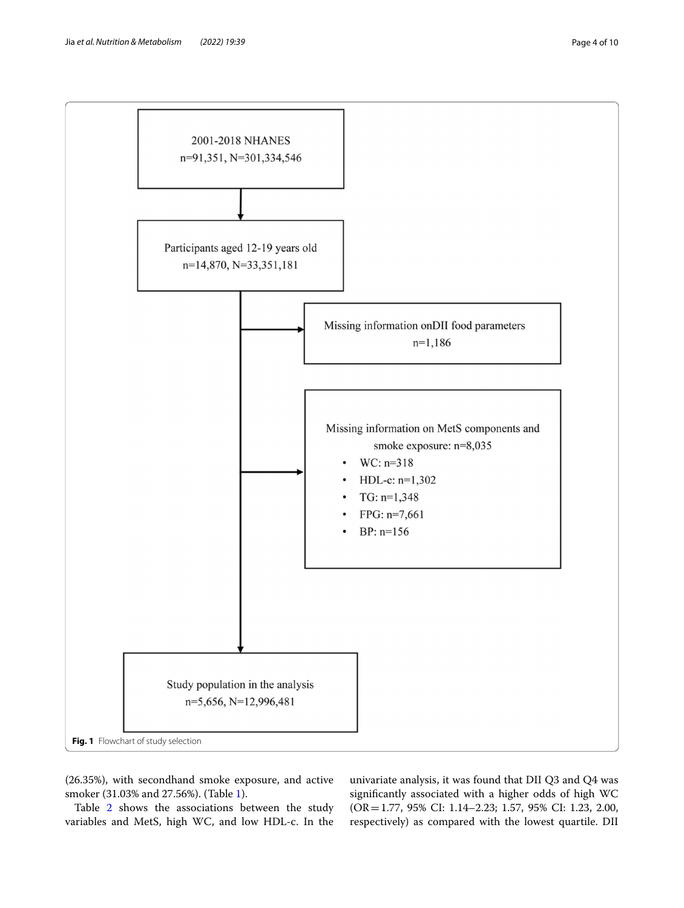2001-2018 NHANES
n=91,351, N=301,334,546

Participants aged 12-19 years old
n=14,870, N=33,351,181

Missing information onDII food parameters
n=1,186

Missing information on MetS components and smoke exposure: n=8,035

- WC: n=318
- HDL-c: n=1,302
- TG: n=1,348
- FPG: n=7,661
- BP: n=156

Study population in the analysis
n=5,656, N=12,996,481

**Fig. 1** Flowchart of study selection

(26.35%), with secondhand smoke exposure, and active smoker (31.03% and 27.56%). (Table 1).

Table 2 shows the associations between the study variables and MetS, high WC, and low HDL-c. In the univariate analysis, it was found that DII Q3 and Q4 was significantly associated with a higher odds of high WC (OR = 1.77, 95% CI: 1.14–2.23; 1.57, 95% CI: 1.23, 2.00, respectively) as compared with the lowest quartile. DII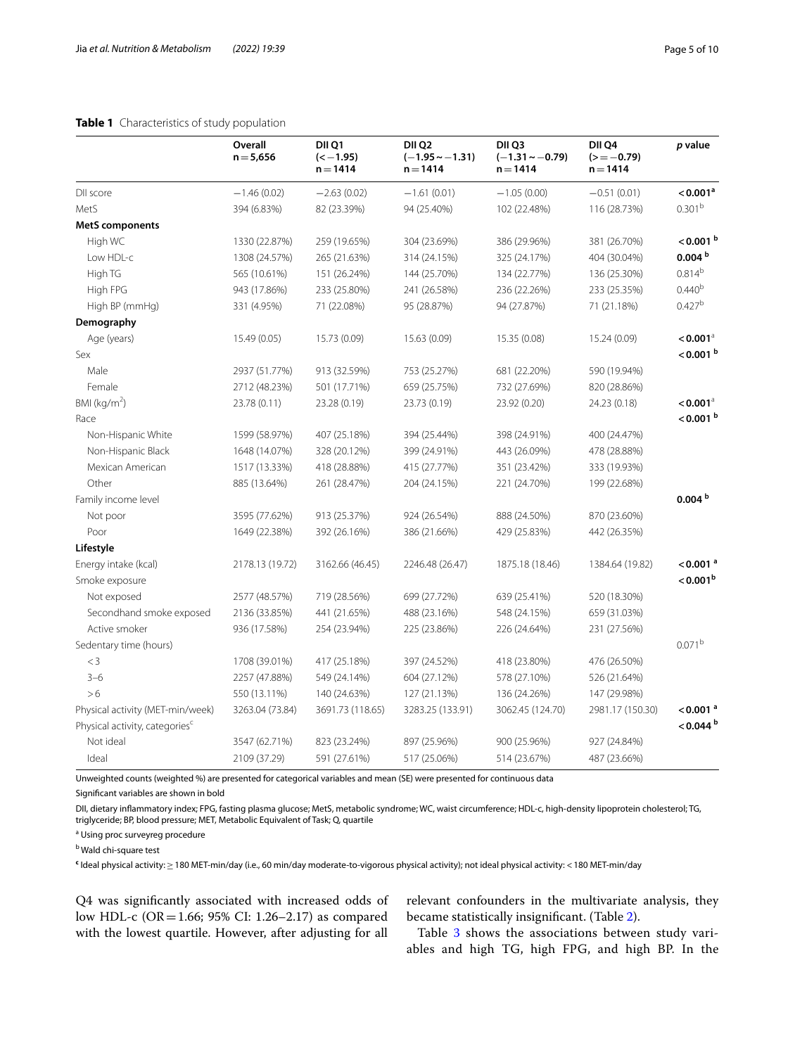**Table 1** Characteristics of study population

| | Overall n = 5,656 | DII Q1 (< −1.95) n = 1414 | DII Q2 (−1.95 ~ −1.31) n = 1414 | DII Q3 (−1.31 ~ −0.79) n = 1414 | DII Q4 (>= −0.79) n = 1414 | *p* value |
|---|---|---|---|---|---|---|
| DII score | −1.46 (0.02) | −2.63 (0.02) | −1.61 (0.01) | −1.05 (0.00) | −0.51 (0.01) | **< 0.001**[a] |
| MetS | 394 (6.83%) | 82 (23.39%) | 94 (25.40%) | 102 (22.48%) | 116 (28.73%) | 0.301[b] |
| **MetS components** | | | | | | |
| High WC | 1330 (22.87%) | 259 (19.65%) | 304 (23.69%) | 386 (29.96%) | 381 (26.70%) | **< 0.001** [b] |
| Low HDL-c | 1308 (24.57%) | 265 (21.63%) | 314 (24.15%) | 325 (24.17%) | 404 (30.04%) | **0.004** [b] |
| High TG | 565 (10.61%) | 151 (26.24%) | 144 (25.70%) | 134 (22.77%) | 136 (25.30%) | 0.814[b] |
| High FPG | 943 (17.86%) | 233 (25.80%) | 241 (26.58%) | 236 (22.26%) | 233 (25.35%) | 0.440[b] |
| High BP (mmHg) | 331 (4.95%) | 71 (22.08%) | 95 (28.87%) | 94 (27.87%) | 71 (21.18%) | 0.427[b] |
| **Demography** | | | | | | |
| Age (years) | 15.49 (0.05) | 15.73 (0.09) | 15.63 (0.09) | 15.35 (0.08) | 15.24 (0.09) | **< 0.001**[a] |
| Sex | | | | | | **< 0.001** [b] |
| Male | 2937 (51.77%) | 913 (32.59%) | 753 (25.27%) | 681 (22.20%) | 590 (19.94%) | |
| Female | 2712 (48.23%) | 501 (17.71%) | 659 (25.75%) | 732 (27.69%) | 820 (28.86%) | |
| BMI (kg/m$^2$) | 23.78 (0.11) | 23.28 (0.19) | 23.73 (0.19) | 23.92 (0.20) | 24.23 (0.18) | **< 0.001**[a] |
| Race | | | | | | **< 0.001** [b] |
| Non-Hispanic White | 1599 (58.97%) | 407 (25.18%) | 394 (25.44%) | 398 (24.91%) | 400 (24.47%) | |
| Non-Hispanic Black | 1648 (14.07%) | 328 (20.12%) | 399 (24.91%) | 443 (26.09%) | 478 (28.88%) | |
| Mexican American | 1517 (13.33%) | 418 (28.88%) | 415 (27.77%) | 351 (23.42%) | 333 (19.93%) | |
| Other | 885 (13.64%) | 261 (28.47%) | 204 (24.15%) | 221 (24.70%) | 199 (22.68%) | |
| Family income level | | | | | | **0.004** [b] |
| Not poor | 3595 (77.62%) | 913 (25.37%) | 924 (26.54%) | 888 (24.50%) | 870 (23.60%) | |
| Poor | 1649 (22.38%) | 392 (26.16%) | 386 (21.66%) | 429 (25.83%) | 442 (26.35%) | |
| **Lifestyle** | | | | | | |
| Energy intake (kcal) | 2178.13 (19.72) | 3162.66 (46.45) | 2246.48 (26.47) | 1875.18 (18.46) | 1384.64 (19.82) | **< 0.001** [a] |
| Smoke exposure | | | | | | **< 0.001**[b] |
| Not exposed | 2577 (48.57%) | 719 (28.56%) | 699 (27.72%) | 639 (25.41%) | 520 (18.30%) | |
| Secondhand smoke exposed | 2136 (33.85%) | 441 (21.65%) | 488 (23.16%) | 548 (24.15%) | 659 (31.03%) | |
| Active smoker | 936 (17.58%) | 254 (23.94%) | 225 (23.86%) | 226 (24.64%) | 231 (27.56%) | |
| Sedentary time (hours) | | | | | | 0.071[b] |
| < 3 | 1708 (39.01%) | 417 (25.18%) | 397 (24.52%) | 418 (23.80%) | 476 (26.50%) | |
| 3–6 | 2257 (47.88%) | 549 (24.14%) | 604 (27.12%) | 578 (27.10%) | 526 (21.64%) | |
| > 6 | 550 (13.11%) | 140 (24.63%) | 127 (21.13%) | 136 (24.26%) | 147 (29.98%) | |
| Physical activity (MET-min/week) | 3263.04 (73.84) | 3691.73 (118.65) | 3283.25 (133.91) | 3062.45 (124.70) | 2981.17 (150.30) | **< 0.001** [a] |
| Physical activity, categories[c] | | | | | | **< 0.044** [b] |
| Not ideal | 3547 (62.71%) | 823 (23.24%) | 897 (25.96%) | 900 (25.96%) | 927 (24.84%) | |
| Ideal | 2109 (37.29) | 591 (27.61%) | 517 (25.06%) | 514 (23.67%) | 487 (23.66%) | |

Unweighted counts (weighted %) are presented for categorical variables and mean (SE) were presented for continuous data

Significant variables are shown in bold

DII, dietary inflammatory index; FPG, fasting plasma glucose; MetS, metabolic syndrome; WC, waist circumference; HDL-c, high-density lipoprotein cholesterol; TG, triglyceride; BP, blood pressure; MET, Metabolic Equivalent of Task; Q, quartile

[a] Using proc surveyreg procedure

[b] Wald chi-square test

[c] Ideal physical activity: ≥ 180 MET-min/day (i.e., 60 min/day moderate-to-vigorous physical activity); not ideal physical activity: < 180 MET-min/day

Q4 was significantly associated with increased odds of low HDL-c (OR = 1.66; 95% CI: 1.26–2.17) as compared with the lowest quartile. However, after adjusting for all relevant confounders in the multivariate analysis, they became statistically insignificant. (Table 2).

Table 3 shows the associations between study variables and high TG, high FPG, and high BP. In the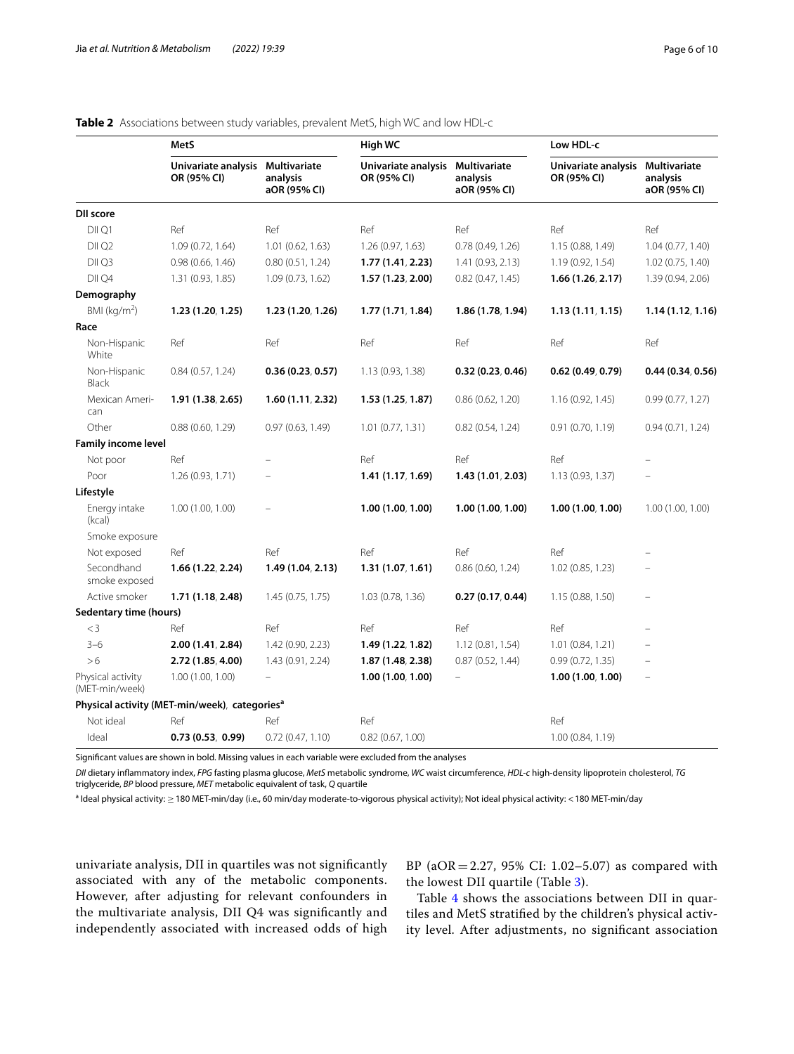**Table 2** Associations between study variables, prevalent MetS, high WC and low HDL-c

| | MetS | | High WC | | Low HDL-c | |
|---|---|---|---|---|---|---|
| | Univariate analysis OR (95% CI) | Multivariate analysis aOR (95% CI) | Univariate analysis OR (95% CI) | Multivariate analysis aOR (95% CI) | Univariate analysis OR (95% CI) | Multivariate analysis aOR (95% CI) |
| **DII score** | | | | | | |
| DII Q1 | Ref | Ref | Ref | Ref | Ref | Ref |
| DII Q2 | 1.09 (0.72, 1.64) | 1.01 (0.62, 1.63) | 1.26 (0.97, 1.63) | 0.78 (0.49, 1.26) | 1.15 (0.88, 1.49) | 1.04 (0.77, 1.40) |
| DII Q3 | 0.98 (0.66, 1.46) | 0.80 (0.51, 1.24) | **1.77 (1.41, 2.23)** | 1.41 (0.93, 2.13) | 1.19 (0.92, 1.54) | 1.02 (0.75, 1.40) |
| DII Q4 | 1.31 (0.93, 1.85) | 1.09 (0.73, 1.62) | **1.57 (1.23, 2.00)** | 0.82 (0.47, 1.45) | **1.66 (1.26, 2.17)** | 1.39 (0.94, 2.06) |
| **Demography** | | | | | | |
| BMI (kg/m$^2$) | **1.23 (1.20, 1.25)** | **1.23 (1.20, 1.26)** | **1.77 (1.71, 1.84)** | **1.86 (1.78, 1.94)** | **1.13 (1.11, 1.15)** | **1.14 (1.12, 1.16)** |
| **Race** | | | | | | |
| Non-Hispanic White | Ref | Ref | Ref | Ref | Ref | Ref |
| Non-Hispanic Black | 0.84 (0.57, 1.24) | **0.36 (0.23, 0.57)** | 1.13 (0.93, 1.38) | **0.32 (0.23, 0.46)** | **0.62 (0.49, 0.79)** | **0.44 (0.34, 0.56)** |
| Mexican American | **1.91 (1.38, 2.65)** | **1.60 (1.11, 2.32)** | **1.53 (1.25, 1.87)** | 0.86 (0.62, 1.20) | 1.16 (0.92, 1.45) | 0.99 (0.77, 1.27) |
| Other | 0.88 (0.60, 1.29) | 0.97 (0.63, 1.49) | 1.01 (0.77, 1.31) | 0.82 (0.54, 1.24) | 0.91 (0.70, 1.19) | 0.94 (0.71, 1.24) |
| **Family income level** | | | | | | |
| Not poor | Ref | – | Ref | Ref | Ref | – |
| Poor | 1.26 (0.93, 1.71) | – | **1.41 (1.17, 1.69)** | **1.43 (1.01, 2.03)** | 1.13 (0.93, 1.37) | – |
| **Lifestyle** | | | | | | |
| Energy intake (kcal) | 1.00 (1.00, 1.00) | – | **1.00 (1.00, 1.00)** | **1.00 (1.00, 1.00)** | **1.00 (1.00, 1.00)** | 1.00 (1.00, 1.00) |
| Smoke exposure | | | | | | |
| Not exposed | Ref | Ref | Ref | Ref | Ref | – |
| Secondhand smoke exposed | **1.66 (1.22, 2.24)** | **1.49 (1.04, 2.13)** | **1.31 (1.07, 1.61)** | 0.86 (0.60, 1.24) | 1.02 (0.85, 1.23) | – |
| Active smoker | **1.71 (1.18, 2.48)** | 1.45 (0.75, 1.75) | 1.03 (0.78, 1.36) | **0.27 (0.17, 0.44)** | 1.15 (0.88, 1.50) | – |
| **Sedentary time (hours)** | | | | | | |
| < 3 | Ref | Ref | Ref | Ref | Ref | – |
| 3–6 | **2.00 (1.41, 2.84)** | 1.42 (0.90, 2.23) | **1.49 (1.22, 1.82)** | 1.12 (0.81, 1.54) | 1.01 (0.84, 1.21) | – |
| > 6 | **2.72 (1.85, 4.00)** | 1.43 (0.91, 2.24) | **1.87 (1.48, 2.38)** | 0.87 (0.52, 1.44) | 0.99 (0.72, 1.35) | – |
| Physical activity (MET-min/week) | 1.00 (1.00, 1.00) | – | **1.00 (1.00, 1.00)** | – | **1.00 (1.00, 1.00)** | – |
| **Physical activity (MET-min/week), categories[a]** | | | | | | |
| Not ideal | Ref | Ref | Ref | | Ref | |
| Ideal | **0.73 (0.53, 0.99)** | 0.72 (0.47, 1.10) | 0.82 (0.67, 1.00) | | 1.00 (0.84, 1.19) | |

Significant values are shown in bold. Missing values in each variable were excluded from the analyses

*DII* dietary inflammatory index, *FPG* fasting plasma glucose, *MetS* metabolic syndrome, *WC* waist circumference, *HDL-c* high-density lipoprotein cholesterol, *TG* triglyceride, *BP* blood pressure, *MET* metabolic equivalent of task, *Q* quartile

[a] Ideal physical activity: ≥ 180 MET-min/day (i.e., 60 min/day moderate-to-vigorous physical activity); Not ideal physical activity: < 180 MET-min/day

univariate analysis, DII in quartiles was not significantly associated with any of the metabolic components. However, after adjusting for relevant confounders in the multivariate analysis, DII Q4 was significantly and independently associated with increased odds of high BP (aOR = 2.27, 95% CI: 1.02–5.07) as compared with the lowest DII quartile (Table 3).

Table 4 shows the associations between DII in quartiles and MetS stratified by the children's physical activity level. After adjustments, no significant association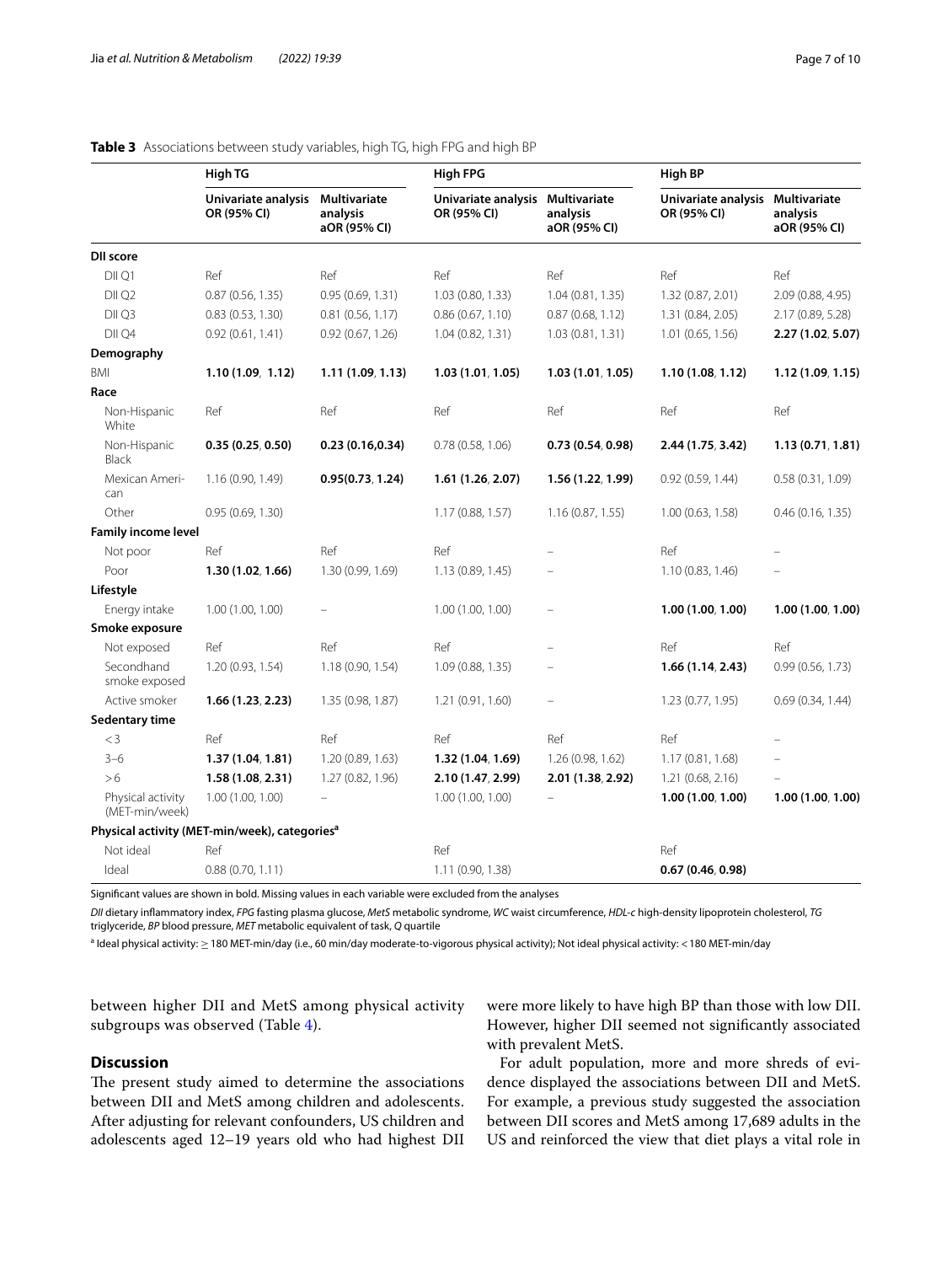**Table 3** Associations between study variables, high TG, high FPG and high BP

| | High TG | | High FPG | | High BP | |
|---|---|---|---|---|---|---|
| | Univariate analysis OR (95% CI) | Multivariate analysis aOR (95% CI) | Univariate analysis OR (95% CI) | Multivariate analysis aOR (95% CI) | Univariate analysis OR (95% CI) | Multivariate analysis aOR (95% CI) |
| **DII score** | | | | | | |
| DII Q1 | Ref | Ref | Ref | Ref | Ref | Ref |
| DII Q2 | 0.87 (0.56, 1.35) | 0.95 (0.69, 1.31) | 1.03 (0.80, 1.33) | 1.04 (0.81, 1.35) | 1.32 (0.87, 2.01) | 2.09 (0.88, 4.95) |
| DII Q3 | 0.83 (0.53, 1.30) | 0.81 (0.56, 1.17) | 0.86 (0.67, 1.10) | 0.87 (0.68, 1.12) | 1.31 (0.84, 2.05) | 2.17 (0.89, 5.28) |
| DII Q4 | 0.92 (0.61, 1.41) | 0.92 (0.67, 1.26) | 1.04 (0.82, 1.31) | 1.03 (0.81, 1.31) | 1.01 (0.65, 1.56) | **2.27 (1.02, 5.07)** |
| **Demography** | | | | | | |
| BMI | **1.10 (1.09, 1.12)** | **1.11 (1.09, 1.13)** | **1.03 (1.01, 1.05)** | **1.03 (1.01, 1.05)** | **1.10 (1.08, 1.12)** | **1.12 (1.09, 1.15)** |
| **Race** | | | | | | |
| Non-Hispanic White | Ref | Ref | Ref | Ref | Ref | Ref |
| Non-Hispanic Black | **0.35 (0.25, 0.50)** | **0.23 (0.16,0.34)** | 0.78 (0.58, 1.06) | **0.73 (0.54, 0.98)** | **2.44 (1.75, 3.42)** | **1.13 (0.71, 1.81)** |
| Mexican American | 1.16 (0.90, 1.49) | **0.95(0.73, 1.24)** | **1.61 (1.26, 2.07)** | **1.56 (1.22, 1.99)** | 0.92 (0.59, 1.44) | 0.58 (0.31, 1.09) |
| Other | 0.95 (0.69, 1.30) | | 1.17 (0.88, 1.57) | 1.16 (0.87, 1.55) | 1.00 (0.63, 1.58) | 0.46 (0.16, 1.35) |
| **Family income level** | | | | | | |
| Not poor | Ref | Ref | Ref | – | Ref | – |
| Poor | **1.30 (1.02, 1.66)** | 1.30 (0.99, 1.69) | 1.13 (0.89, 1.45) | – | 1.10 (0.83, 1.46) | – |
| **Lifestyle** | | | | | | |
| Energy intake | 1.00 (1.00, 1.00) | – | 1.00 (1.00, 1.00) | – | **1.00 (1.00, 1.00)** | **1.00 (1.00, 1.00)** |
| **Smoke exposure** | | | | | | |
| Not exposed | Ref | Ref | Ref | – | Ref | Ref |
| Secondhand smoke exposed | 1.20 (0.93, 1.54) | 1.18 (0.90, 1.54) | 1.09 (0.88, 1.35) | – | **1.66 (1.14, 2.43)** | 0.99 (0.56, 1.73) |
| Active smoker | **1.66 (1.23, 2.23)** | 1.35 (0.98, 1.87) | 1.21 (0.91, 1.60) | – | 1.23 (0.77, 1.95) | 0.69 (0.34, 1.44) |
| **Sedentary time** | | | | | | |
| < 3 | Ref | Ref | Ref | Ref | Ref | – |
| 3–6 | **1.37 (1.04, 1.81)** | 1.20 (0.89, 1.63) | **1.32 (1.04, 1.69)** | 1.26 (0.98, 1.62) | 1.17 (0.81, 1.68) | – |
| > 6 | **1.58 (1.08, 2.31)** | 1.27 (0.82, 1.96) | **2.10 (1.47, 2.99)** | **2.01 (1.38, 2.92)** | 1.21 (0.68, 2.16) | – |
| Physical activity (MET-min/week) | 1.00 (1.00, 1.00) | – | 1.00 (1.00, 1.00) | – | **1.00 (1.00, 1.00)** | **1.00 (1.00, 1.00)** |
| **Physical activity (MET-min/week), categories[a]** | | | | | | |
| Not ideal | Ref | | Ref | | Ref | |
| Ideal | 0.88 (0.70, 1.11) | | 1.11 (0.90, 1.38) | | **0.67 (0.46, 0.98)** | |

Significant values are shown in bold. Missing values in each variable were excluded from the analyses

*DII* dietary inflammatory index, *FPG* fasting plasma glucose, *MetS* metabolic syndrome, *WC* waist circumference, *HDL-c* high-density lipoprotein cholesterol, *TG* triglyceride, *BP* blood pressure, *MET* metabolic equivalent of task, *Q* quartile

[a] Ideal physical activity: ≥ 180 MET-min/day (i.e., 60 min/day moderate-to-vigorous physical activity); Not ideal physical activity: < 180 MET-min/day

between higher DII and MetS among physical activity subgroups was observed (Table 4).

## Discussion

The present study aimed to determine the associations between DII and MetS among children and adolescents. After adjusting for relevant confounders, US children and adolescents aged 12–19 years old who had highest DII were more likely to have high BP than those with low DII. However, higher DII seemed not significantly associated with prevalent MetS.

For adult population, more and more shreds of evidence displayed the associations between DII and MetS. For example, a previous study suggested the association between DII scores and MetS among 17,689 adults in the US and reinforced the view that diet plays a vital role in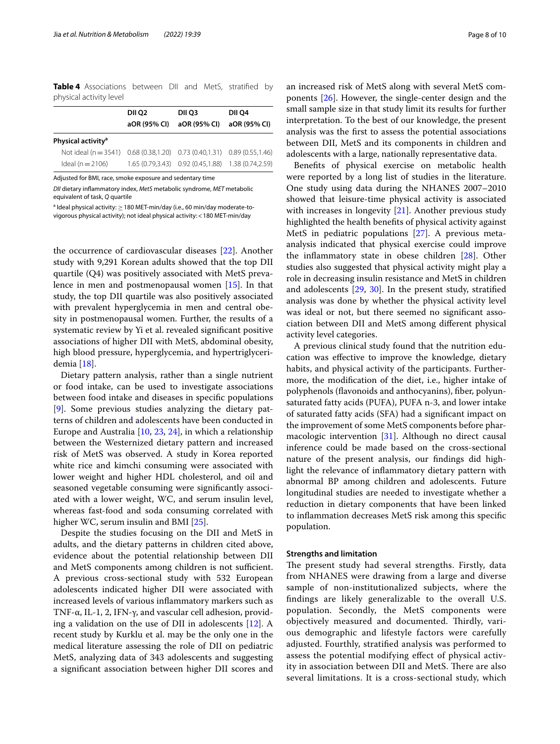**Table 4** Associations between DII and MetS, stratified by physical activity level

| | DII Q2 aOR (95% CI) | DII Q3 aOR (95% CI) | DII Q4 aOR (95% CI) |
|---|---|---|---|
| **Physical activity[a]** | | | |
| Not ideal (n = 3541) | 0.68 (0.38,1.20) | 0.73 (0.40,1.31) | 0.89 (0.55,1.46) |
| Ideal (n = 2106) | 1.65 (0.79,3.43) | 0.92 (0.45,1.88) | 1.38 (0.74,2.59) |

Adjusted for BMI, race, smoke exposure and sedentary time

*DII* dietary inflammatory index, *MetS* metabolic syndrome, *MET* metabolic equivalent of task, *Q* quartile

[a] Ideal physical activity: ≥ 180 MET-min/day (i.e., 60 min/day moderate-to-vigorous physical activity); not ideal physical activity: < 180 MET-min/day

the occurrence of cardiovascular diseases [22]. Another study with 9,291 Korean adults showed that the top DII quartile (Q4) was positively associated with MetS prevalence in men and postmenopausal women [15]. In that study, the top DII quartile was also positively associated with prevalent hyperglycemia in men and central obesity in postmenopausal women. Further, the results of a systematic review by Yi et al. revealed significant positive associations of higher DII with MetS, abdominal obesity, high blood pressure, hyperglycemia, and hypertriglyceridemia [18].

Dietary pattern analysis, rather than a single nutrient or food intake, can be used to investigate associations between food intake and diseases in specific populations [9]. Some previous studies analyzing the dietary patterns of children and adolescents have been conducted in Europe and Australia [10, 23, 24], in which a relationship between the Westernized dietary pattern and increased risk of MetS was observed. A study in Korea reported white rice and kimchi consuming were associated with lower weight and higher HDL cholesterol, and oil and seasoned vegetable consuming were significantly associated with a lower weight, WC, and serum insulin level, whereas fast-food and soda consuming correlated with higher WC, serum insulin and BMI [25].

Despite the studies focusing on the DII and MetS in adults, and the dietary patterns in children cited above, evidence about the potential relationship between DII and MetS components among children is not sufficient. A previous cross-sectional study with 532 European adolescents indicated higher DII were associated with increased levels of various inflammatory markers such as TNF-α, IL-1, 2, IFN-γ, and vascular cell adhesion, providing a validation on the use of DII in adolescents [12]. A recent study by Kurklu et al. may be the only one in the medical literature assessing the role of DII on pediatric MetS, analyzing data of 343 adolescents and suggesting a significant association between higher DII scores and an increased risk of MetS along with several MetS components [26]. However, the single-center design and the small sample size in that study limit its results for further interpretation. To the best of our knowledge, the present analysis was the first to assess the potential associations between DII, MetS and its components in children and adolescents with a large, nationally representative data.

Benefits of physical exercise on metabolic health were reported by a long list of studies in the literature. One study using data during the NHANES 2007–2010 showed that leisure-time physical activity is associated with increases in longevity [21]. Another previous study highlighted the health benefits of physical activity against MetS in pediatric populations [27]. A previous meta-analysis indicated that physical exercise could improve the inflammatory state in obese children [28]. Other studies also suggested that physical activity might play a role in decreasing insulin resistance and MetS in children and adolescents [29, 30]. In the present study, stratified analysis was done by whether the physical activity level was ideal or not, but there seemed no significant association between DII and MetS among different physical activity level categories.

A previous clinical study found that the nutrition education was effective to improve the knowledge, dietary habits, and physical activity of the participants. Furthermore, the modification of the diet, i.e., higher intake of polyphenols (flavonoids and anthocyanins), fiber, polyunsaturated fatty acids (PUFA), PUFA n-3, and lower intake of saturated fatty acids (SFA) had a significant impact on the improvement of some MetS components before pharmacologic intervention [31]. Although no direct causal inference could be made based on the cross-sectional nature of the present analysis, our findings did highlight the relevance of inflammatory dietary pattern with abnormal BP among children and adolescents. Future longitudinal studies are needed to investigate whether a reduction in dietary components that have been linked to inflammation decreases MetS risk among this specific population.

### Strengths and limitation

The present study had several strengths. Firstly, data from NHANES were drawing from a large and diverse sample of non-institutionalized subjects, where the findings are likely generalizable to the overall U.S. population. Secondly, the MetS components were objectively measured and documented. Thirdly, various demographic and lifestyle factors were carefully adjusted. Fourthly, stratified analysis was performed to assess the potential modifying effect of physical activity in association between DII and MetS. There are also several limitations. It is a cross-sectional study, which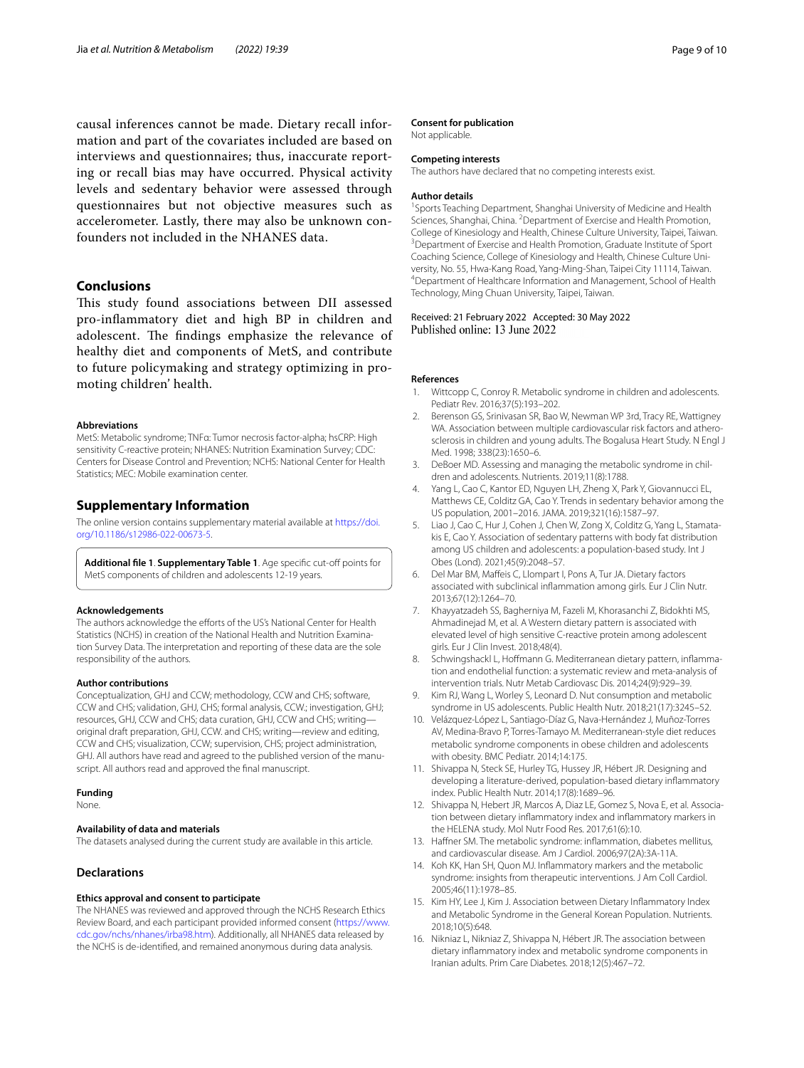causal inferences cannot be made. Dietary recall information and part of the covariates included are based on interviews and questionnaires; thus, inaccurate reporting or recall bias may have occurred. Physical activity levels and sedentary behavior were assessed through questionnaires but not objective measures such as accelerometer. Lastly, there may also be unknown confounders not included in the NHANES data.

## Conclusions

This study found associations between DII assessed pro-inflammatory diet and high BP in children and adolescent. The findings emphasize the relevance of healthy diet and components of MetS, and contribute to future policymaking and strategy optimizing in promoting children' health.

### Abbreviations

MetS: Metabolic syndrome; TNFα: Tumor necrosis factor-alpha; hsCRP: High sensitivity C-reactive protein; NHANES: Nutrition Examination Survey; CDC: Centers for Disease Control and Prevention; NCHS: National Center for Health Statistics; MEC: Mobile examination center.

## Supplementary Information

The online version contains supplementary material available at https://doi.org/10.1186/s12986-022-00673-5.

**Additional file 1**. **Supplementary Table 1**. Age specific cut-off points for MetS components of children and adolescents 12-19 years.

### Acknowledgements

The authors acknowledge the efforts of the US's National Center for Health Statistics (NCHS) in creation of the National Health and Nutrition Examination Survey Data. The interpretation and reporting of these data are the sole responsibility of the authors.

### Author contributions

Conceptualization, GHJ and CCW; methodology, CCW and CHS; software, CCW and CHS; validation, GHJ, CHS; formal analysis, CCW.; investigation, GHJ; resources, GHJ, CCW and CHS; data curation, GHJ, CCW and CHS; writing—original draft preparation, GHJ, CCW. and CHS; writing—review and editing, CCW and CHS; visualization, CCW; supervision, CHS; project administration, GHJ. All authors have read and agreed to the published version of the manuscript. All authors read and approved the final manuscript.

### Funding

None.

### Availability of data and materials

The datasets analysed during the current study are available in this article.

## Declarations

### Ethics approval and consent to participate

The NHANES was reviewed and approved through the NCHS Research Ethics Review Board, and each participant provided informed consent (https://www.cdc.gov/nchs/nhanes/irba98.htm). Additionally, all NHANES data released by the NCHS is de-identified, and remained anonymous during data analysis.

### Consent for publication

Not applicable.

### Competing interests

The authors have declared that no competing interests exist.

### Author details

[1] Sports Teaching Department, Shanghai University of Medicine and Health Sciences, Shanghai, China. [2] Department of Exercise and Health Promotion, College of Kinesiology and Health, Chinese Culture University, Taipei, Taiwan. [3] Department of Exercise and Health Promotion, Graduate Institute of Sport Coaching Science, College of Kinesiology and Health, Chinese Culture University, No. 55, Hwa-Kang Road, Yang-Ming-Shan, Taipei City 11114, Taiwan. [4] Department of Healthcare Information and Management, School of Health Technology, Ming Chuan University, Taipei, Taiwan.

Received: 21 February 2022 Accepted: 30 May 2022
Published online: 13 June 2022

### References

1. Wittcopp C, Conroy R. Metabolic syndrome in children and adolescents. Pediatr Rev. 2016;37(5):193–202.
2. Berenson GS, Srinivasan SR, Bao W, Newman WP 3rd, Tracy RE, Wattigney WA. Association between multiple cardiovascular risk factors and atherosclerosis in children and young adults. The Bogalusa Heart Study. N Engl J Med. 1998; 338(23):1650–6.
3. DeBoer MD. Assessing and managing the metabolic syndrome in children and adolescents. Nutrients. 2019;11(8):1788.
4. Yang L, Cao C, Kantor ED, Nguyen LH, Zheng X, Park Y, Giovannucci EL, Matthews CE, Colditz GA, Cao Y. Trends in sedentary behavior among the US population, 2001–2016. JAMA. 2019;321(16):1587–97.
5. Liao J, Cao C, Hur J, Cohen J, Chen W, Zong X, Colditz G, Yang L, Stamatakis E, Cao Y. Association of sedentary patterns with body fat distribution among US children and adolescents: a population-based study. Int J Obes (Lond). 2021;45(9):2048–57.
6. Del Mar BM, Maffeis C, Llompart I, Pons A, Tur JA. Dietary factors associated with subclinical inflammation among girls. Eur J Clin Nutr. 2013;67(12):1264–70.
7. Khayyatzadeh SS, Bagherniya M, Fazeli M, Khorasanchi Z, Bidokhti MS, Ahmadinejad M, et al. A Western dietary pattern is associated with elevated level of high sensitive C-reactive protein among adolescent girls. Eur J Clin Invest. 2018;48(4).
8. Schwingshackl L, Hoffmann G. Mediterranean dietary pattern, inflammation and endothelial function: a systematic review and meta-analysis of intervention trials. Nutr Metab Cardiovasc Dis. 2014;24(9):929–39.
9. Kim RJ, Wang L, Worley S, Leonard D. Nut consumption and metabolic syndrome in US adolescents. Public Health Nutr. 2018;21(17):3245–52.
10. Velázquez-López L, Santiago-Díaz G, Nava-Hernández J, Muñoz-Torres AV, Medina-Bravo P, Torres-Tamayo M. Mediterranean-style diet reduces metabolic syndrome components in obese children and adolescents with obesity. BMC Pediatr. 2014;14:175.
11. Shivappa N, Steck SE, Hurley TG, Hussey JR, Hébert JR. Designing and developing a literature-derived, population-based dietary inflammatory index. Public Health Nutr. 2014;17(8):1689–96.
12. Shivappa N, Hebert JR, Marcos A, Diaz LE, Gomez S, Nova E, et al. Association between dietary inflammatory index and inflammatory markers in the HELENA study. Mol Nutr Food Res. 2017;61(6):10.
13. Haffner SM. The metabolic syndrome: inflammation, diabetes mellitus, and cardiovascular disease. Am J Cardiol. 2006;97(2A):3A-11A.
14. Koh KK, Han SH, Quon MJ. Inflammatory markers and the metabolic syndrome: insights from therapeutic interventions. J Am Coll Cardiol. 2005;46(11):1978–85.
15. Kim HY, Lee J, Kim J. Association between Dietary Inflammatory Index and Metabolic Syndrome in the General Korean Population. Nutrients. 2018;10(5):648.
16. Nikniaz L, Nikniaz Z, Shivappa N, Hébert JR. The association between dietary inflammatory index and metabolic syndrome components in Iranian adults. Prim Care Diabetes. 2018;12(5):467–72.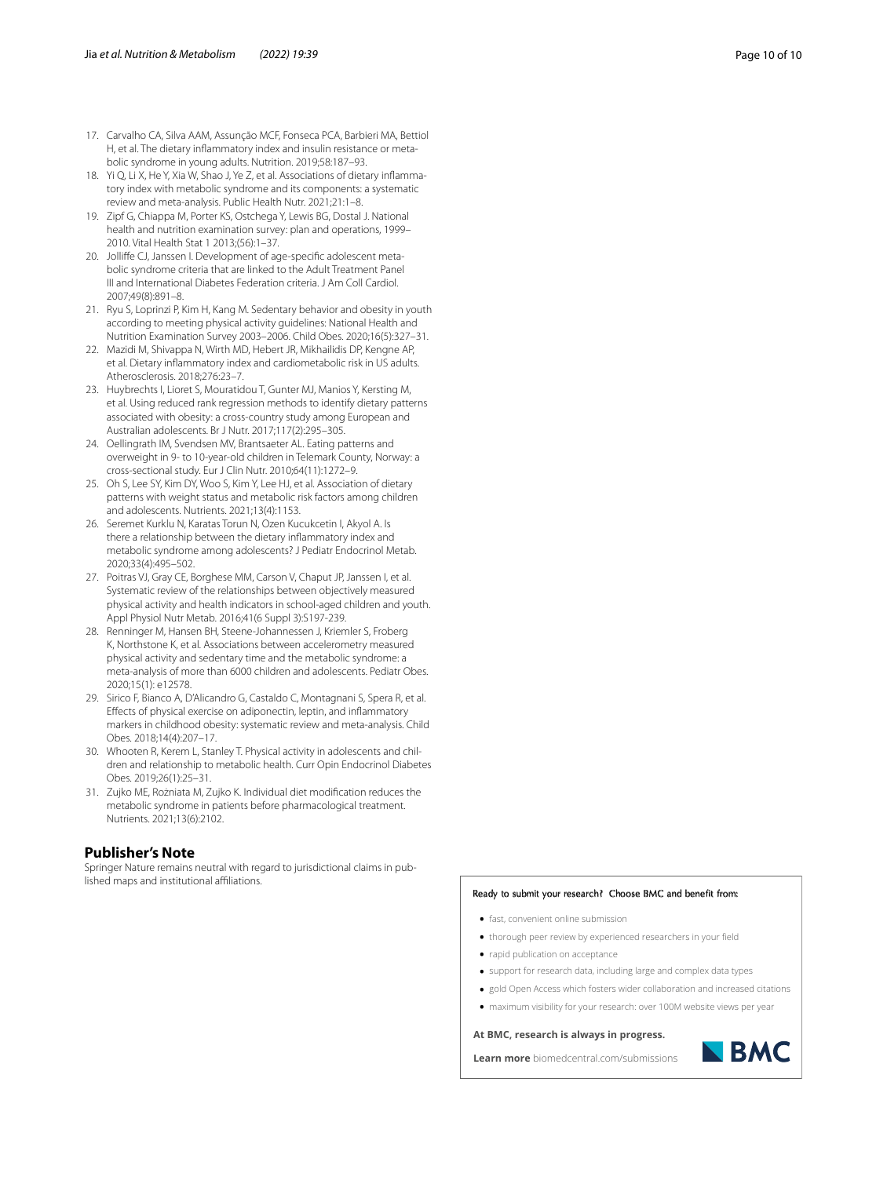17. Carvalho CA, Silva AAM, Assunção MCF, Fonseca PCA, Barbieri MA, Bettiol H, et al. The dietary inflammatory index and insulin resistance or metabolic syndrome in young adults. Nutrition. 2019;58:187–93.
18. Yi Q, Li X, He Y, Xia W, Shao J, Ye Z, et al. Associations of dietary inflammatory index with metabolic syndrome and its components: a systematic review and meta-analysis. Public Health Nutr. 2021;21:1–8.
19. Zipf G, Chiappa M, Porter KS, Ostchega Y, Lewis BG, Dostal J. National health and nutrition examination survey: plan and operations, 1999–2010. Vital Health Stat 1 2013;(56):1–37.
20. Jolliffe CJ, Janssen I. Development of age-specific adolescent metabolic syndrome criteria that are linked to the Adult Treatment Panel III and International Diabetes Federation criteria. J Am Coll Cardiol. 2007;49(8):891–8.
21. Ryu S, Loprinzi P, Kim H, Kang M. Sedentary behavior and obesity in youth according to meeting physical activity guidelines: National Health and Nutrition Examination Survey 2003–2006. Child Obes. 2020;16(5):327–31.
22. Mazidi M, Shivappa N, Wirth MD, Hebert JR, Mikhailidis DP, Kengne AP, et al. Dietary inflammatory index and cardiometabolic risk in US adults. Atherosclerosis. 2018;276:23–7.
23. Huybrechts I, Lioret S, Mouratidou T, Gunter MJ, Manios Y, Kersting M, et al. Using reduced rank regression methods to identify dietary patterns associated with obesity: a cross-country study among European and Australian adolescents. Br J Nutr. 2017;117(2):295–305.
24. Oellingrath IM, Svendsen MV, Brantsaeter AL. Eating patterns and overweight in 9- to 10-year-old children in Telemark County, Norway: a cross-sectional study. Eur J Clin Nutr. 2010;64(11):1272–9.
25. Oh S, Lee SY, Kim DY, Woo S, Kim Y, Lee HJ, et al. Association of dietary patterns with weight status and metabolic risk factors among children and adolescents. Nutrients. 2021;13(4):1153.
26. Seremet Kurklu N, Karatas Torun N, Ozen Kucukcetin I, Akyol A. Is there a relationship between the dietary inflammatory index and metabolic syndrome among adolescents? J Pediatr Endocrinol Metab. 2020;33(4):495–502.
27. Poitras VJ, Gray CE, Borghese MM, Carson V, Chaput JP, Janssen I, et al. Systematic review of the relationships between objectively measured physical activity and health indicators in school-aged children and youth. Appl Physiol Nutr Metab. 2016;41(6 Suppl 3):S197-239.
28. Renninger M, Hansen BH, Steene-Johannessen J, Kriemler S, Froberg K, Northstone K, et al. Associations between accelerometry measured physical activity and sedentary time and the metabolic syndrome: a meta-analysis of more than 6000 children and adolescents. Pediatr Obes. 2020;15(1): e12578.
29. Sirico F, Bianco A, D'Alicandro G, Castaldo C, Montagnani S, Spera R, et al. Effects of physical exercise on adiponectin, leptin, and inflammatory markers in childhood obesity: systematic review and meta-analysis. Child Obes. 2018;14(4):207–17.
30. Whooten R, Kerem L, Stanley T. Physical activity in adolescents and children and relationship to metabolic health. Curr Opin Endocrinol Diabetes Obes. 2019;26(1):25–31.
31. Zujko ME, Rożniata M, Zujko K. Individual diet modification reduces the metabolic syndrome in patients before pharmacological treatment. Nutrients. 2021;13(6):2102.

## Publisher's Note

Springer Nature remains neutral with regard to jurisdictional claims in published maps and institutional affiliations.

Ready to submit your research? Choose BMC and benefit from:

- fast, convenient online submission
- thorough peer review by experienced researchers in your field
- rapid publication on acceptance
- support for research data, including large and complex data types
- gold Open Access which fosters wider collaboration and increased citations
- maximum visibility for your research: over 100M website views per year

**At BMC, research is always in progress.**

**Learn more** biomedcentral.com/submissions

BMC